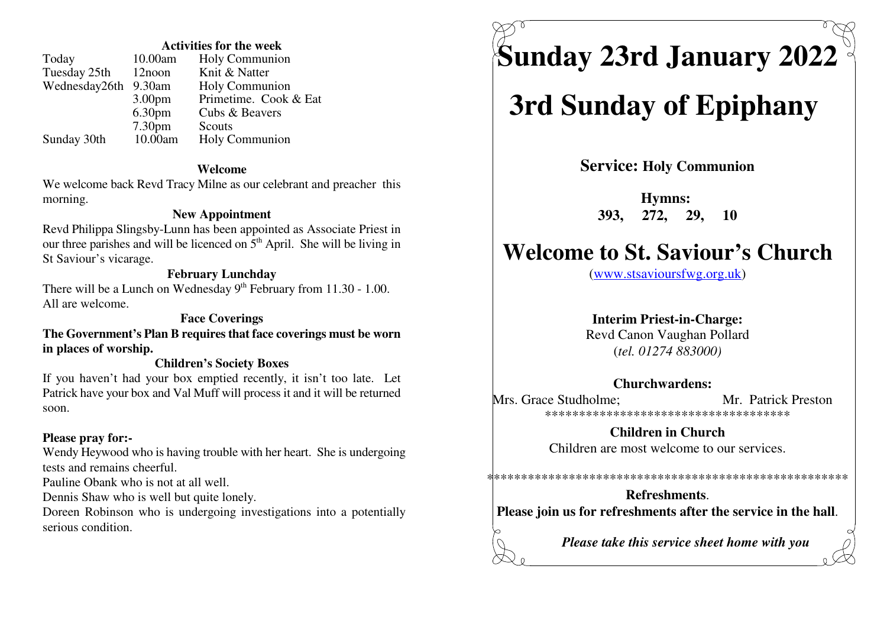**Activities for the week**

| | | |
|---|---|---|
| Today | 10.00am | Holy Communion |
| Tuesday 25th | 12noon | Knit & Natter |
| Wednesday26th | 9.30am | Holy Communion |
| | 3.00pm | Primetime. Cook & Eat |
| | 6.30pm | Cubs & Beavers |
| | 7.30pm | Scouts |
| Sunday 30th | 10.00am | Holy Communion |

**Welcome**

We welcome back Revd Tracy Milne as our celebrant and preacher this morning.

**New Appointment**

Revd Philippa Slingsby-Lunn has been appointed as Associate Priest in our three parishes and will be licenced on 5th April. She will be living in St Saviour's vicarage.

**February Lunchday**

There will be a Lunch on Wednesday 9th February from 11.30 - 1.00. All are welcome.

**Face Coverings**

**The Government's Plan B requires that face coverings must be worn in places of worship.**

**Children's Society Boxes**

If you haven't had your box emptied recently, it isn't too late. Let Patrick have your box and Val Muff will process it and it will be returned soon.

**Please pray for:-**

Wendy Heywood who is having trouble with her heart. She is undergoing tests and remains cheerful.

Pauline Obank who is not at all well.

Dennis Shaw who is well but quite lonely.

Doreen Robinson who is undergoing investigations into a potentially serious condition.

# Sunday 23rd January 2022

# 3rd Sunday of Epiphany

**Service: Holy Communion**

**Hymns:**
**393, 272, 29, 10**

# Welcome to St. Saviour's Church

(www.stsavioursfwg.org.uk)

**Interim Priest-in-Charge:**
Revd Canon Vaughan Pollard
(*tel. 01274 883000)*

**Churchwardens:**
Mrs. Grace Studholme; Mr. Patrick Preston

************************************

**Children in Church**
Children are most welcome to our services.

****************************************************

**Refreshments**.
**Please join us for refreshments after the service in the hall**.

***Please take this service sheet home with you***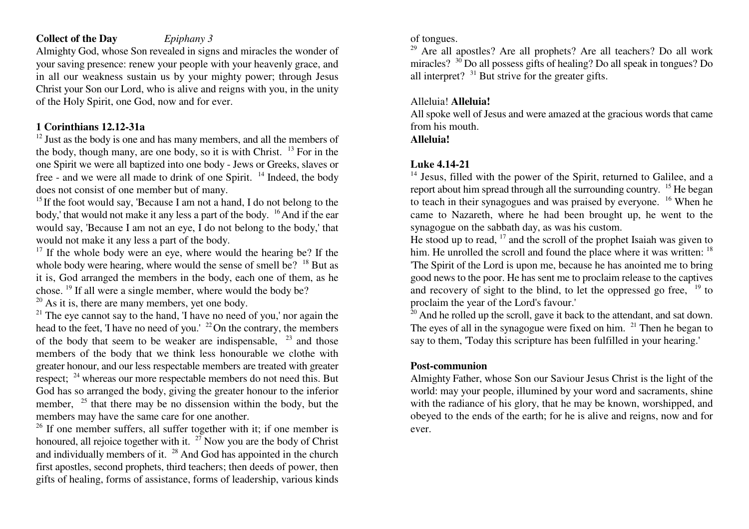**Collect of the Day** *Epiphany 3*

Almighty God, whose Son revealed in signs and miracles the wonder of your saving presence: renew your people with your heavenly grace, and in all our weakness sustain us by your mighty power; through Jesus Christ your Son our Lord, who is alive and reigns with you, in the unity of the Holy Spirit, one God, now and for ever.

**1 Corinthians 12.12-31a**

[12] Just as the body is one and has many members, and all the members of the body, though many, are one body, so it is with Christ. [13] For in the one Spirit we were all baptized into one body - Jews or Greeks, slaves or free - and we were all made to drink of one Spirit. [14] Indeed, the body does not consist of one member but of many.

[15] If the foot would say, 'Because I am not a hand, I do not belong to the body,' that would not make it any less a part of the body. [16] And if the ear would say, 'Because I am not an eye, I do not belong to the body,' that would not make it any less a part of the body.

[17] If the whole body were an eye, where would the hearing be? If the whole body were hearing, where would the sense of smell be? [18] But as it is, God arranged the members in the body, each one of them, as he chose. [19] If all were a single member, where would the body be?

[20] As it is, there are many members, yet one body.

[21] The eye cannot say to the hand, 'I have no need of you,' nor again the head to the feet, 'I have no need of you.' [22] On the contrary, the members of the body that seem to be weaker are indispensable, [23] and those members of the body that we think less honourable we clothe with greater honour, and our less respectable members are treated with greater respect; [24] whereas our more respectable members do not need this. But God has so arranged the body, giving the greater honour to the inferior member, [25] that there may be no dissension within the body, but the members may have the same care for one another.

[26] If one member suffers, all suffer together with it; if one member is honoured, all rejoice together with it. [27] Now you are the body of Christ and individually members of it. [28] And God has appointed in the church first apostles, second prophets, third teachers; then deeds of power, then gifts of healing, forms of assistance, forms of leadership, various kinds of tongues.

[29] Are all apostles? Are all prophets? Are all teachers? Do all work miracles? [30] Do all possess gifts of healing? Do all speak in tongues? Do all interpret? [31] But strive for the greater gifts.

Alleluia! **Alleluia!**

All spoke well of Jesus and were amazed at the gracious words that came from his mouth.

**Alleluia!**

**Luke 4.14-21**

[14] Jesus, filled with the power of the Spirit, returned to Galilee, and a report about him spread through all the surrounding country. [15] He began to teach in their synagogues and was praised by everyone. [16] When he came to Nazareth, where he had been brought up, he went to the synagogue on the sabbath day, as was his custom.

He stood up to read, [17] and the scroll of the prophet Isaiah was given to him. He unrolled the scroll and found the place where it was written: [18] 'The Spirit of the Lord is upon me, because he has anointed me to bring good news to the poor. He has sent me to proclaim release to the captives and recovery of sight to the blind, to let the oppressed go free, [19] to proclaim the year of the Lord's favour.'

[20] And he rolled up the scroll, gave it back to the attendant, and sat down. The eyes of all in the synagogue were fixed on him. [21] Then he began to say to them, 'Today this scripture has been fulfilled in your hearing.'

**Post-communion**

Almighty Father, whose Son our Saviour Jesus Christ is the light of the world: may your people, illumined by your word and sacraments, shine with the radiance of his glory, that he may be known, worshipped, and obeyed to the ends of the earth; for he is alive and reigns, now and for ever.